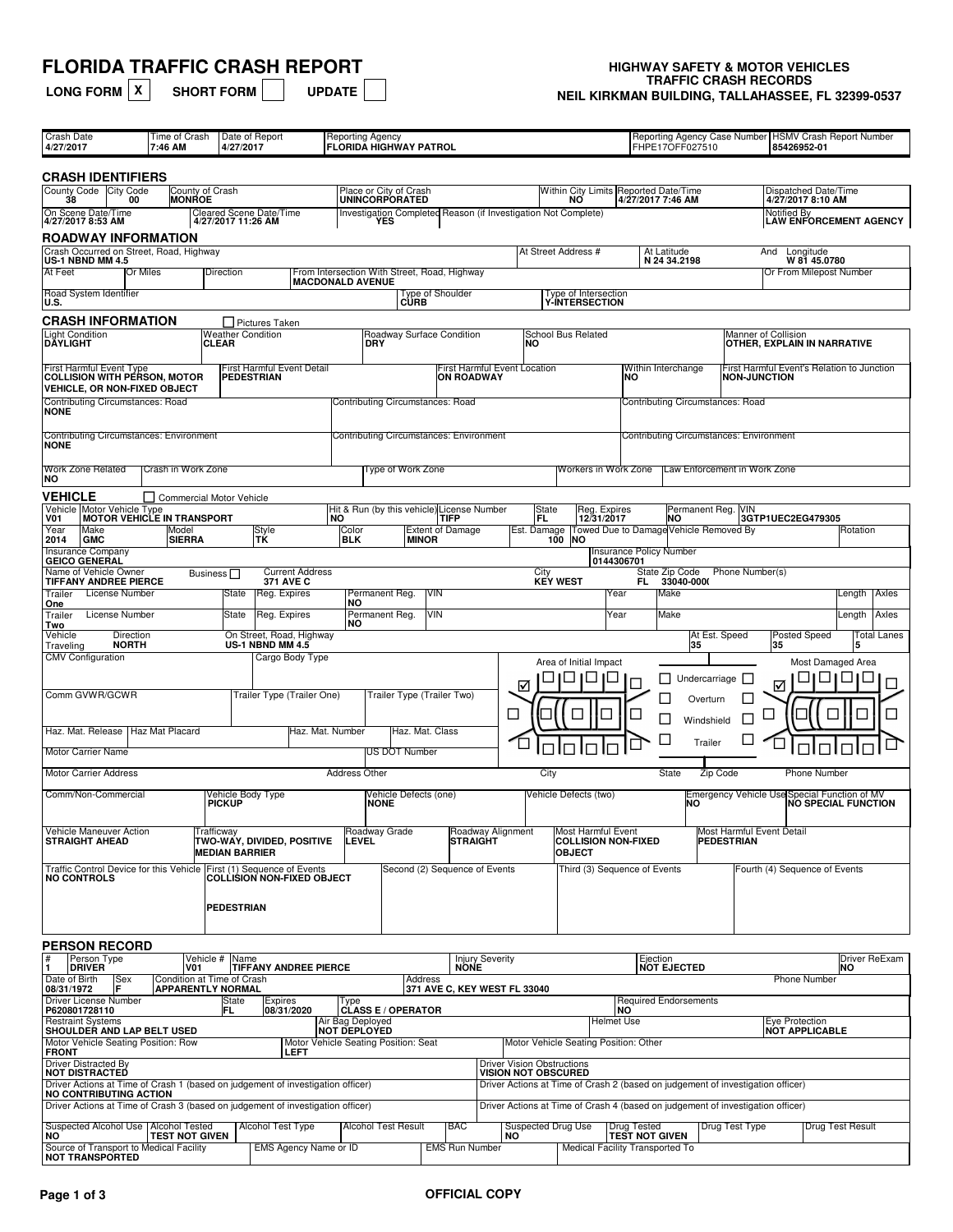# FLORIDA TRAFFIC CRASH REPORT

**LONG FORM** [X] **SHORT FORM** [ ] **UPDATE** [ ]

**HIGHWAY SAFETY & MOTOR VEHICLES**
**TRAFFIC CRASH RECORDS**
**NEIL KIRKMAN BUILDING, TALLAHASSEE, FL 32399-0537**

| Crash Date | Time of Crash | Date of Report | Reporting Agency | Reporting Agency Case Number | HSMV Crash Report Number |
|---|---|---|---|---|---|
| 4/27/2017 | 7:46 AM | 4/27/2017 | FLORIDA HIGHWAY PATROL | FHPE17OFF027510 | 85426952-01 |

## CRASH IDENTIFIERS

| County Code | City Code | County of Crash | Place or City of Crash | Within City Limits | Reported Date/Time | Dispatched Date/Time |
|---|---|---|---|---|---|---|
| 38 | 00 | MONROE | UNINCORPORATED | NO | 4/27/2017 7:46 AM | 4/27/2017 8:10 AM |

| On Scene Date/Time | Cleared Scene Date/Time | Investigation Completed | Reason (if Investigation Not Complete) | Notified By |
|---|---|---|---|---|
| 4/27/2017 8:53 AM | 4/27/2017 11:26 AM | YES | | LAW ENFORCEMENT AGENCY |

## ROADWAY INFORMATION

| Crash Occurred on Street, Road, Highway | At Street Address # | At Latitude | And Longitude |
|---|---|---|---|
| US-1 NBND MM 4.5 | | N 24 34.2198 | W 81 45.0780 |

| At Feet | Or Miles | Direction | From Intersection With Street, Road, Highway | Or From Milepost Number |
|---|---|---|---|---|
| | | | MACDONALD AVENUE | |

| Road System Identifier | Type of Shoulder | Type of Intersection |
|---|---|---|
| U.S. | CURB | Y-INTERSECTION |

## CRASH INFORMATION

[ ] Pictures Taken

| Light Condition | Weather Condition | Roadway Surface Condition | School Bus Related | Manner of Collision |
|---|---|---|---|---|
| DAYLIGHT | CLEAR | DRY | NO | OTHER, EXPLAIN IN NARRATIVE |

| First Harmful Event Type | First Harmful Event Detail | First Harmful Event Location | Within Interchange | First Harmful Event's Relation to Junction |
|---|---|---|---|---|
| COLLISION WITH PERSON, MOTOR VEHICLE, OR NON-FIXED OBJECT | PEDESTRIAN | ON ROADWAY | NO | NON-JUNCTION |

| Contributing Circumstances: Road | Contributing Circumstances: Road | Contributing Circumstances: Road |
|---|---|---|
| NONE | | |

| Contributing Circumstances: Environment | Contributing Circumstances: Environment | Contributing Circumstances: Environment |
|---|---|---|
| NONE | | |

| Work Zone Related | Crash in Work Zone | Type of Work Zone | Workers in Work Zone | Law Enforcement in Work Zone |
|---|---|---|---|---|
| NO | | | | |

## VEHICLE

[ ] Commercial Motor Vehicle

| Vehicle | Motor Vehicle Type | Hit & Run (by this vehicle) | License Number | State | Reg. Expires | Permanent Reg. | VIN |
|---|---|---|---|---|---|---|---|
| V01 | MOTOR VEHICLE IN TRANSPORT | NO | TIFP | FL | 12/31/2017 | NO | 3GTP1UEC2EG479305 |

| Year | Make | Model | Style | Color | Extent of Damage | Est. Damage | Towed Due to Damage | Vehicle Removed By | Rotation |
|---|---|---|---|---|---|---|---|---|---|
| 2014 | GMC | SIERRA | TK | BLK | MINOR | 100 | NO | | |

| Insurance Company | Insurance Policy Number |
|---|---|
| GEICO GENERAL | 0144306701 |

| Name of Vehicle Owner | Business | Current Address | City | State | Zip Code | Phone Number(s) |
|---|---|---|---|---|---|---|
| TIFFANY ANDREE PIERCE | [ ] | 371 AVE C | KEY WEST | FL | 33040-000( | |

| Trailer | License Number | State | Reg. Expires | Permanent Reg. | VIN | Year | Make | Length | Axles |
|---|---|---|---|---|---|---|---|---|---|
| One | | | | NO | | | | | |
| Two | | | | NO | | | | | |

| Vehicle Traveling | Direction | On Street, Road, Highway | At Est. Speed | Posted Speed | Total Lanes |
|---|---|---|---|---|---|
| | NORTH | US-1 NBND MM 4.5 | 35 | 35 | 5 |

| CMV Configuration | Cargo Body Type |
|---|---|
| | |

| Comm GVWR/GCWR | Trailer Type (Trailer One) | Trailer Type (Trailer Two) |
|---|---|---|
| | | |

| Haz. Mat. Release | Haz Mat Placard | Haz. Mat. Number | Haz. Mat. Class |
|---|---|---|---|
| | | | |

| Motor Carrier Name | US DOT Number |
|---|---|
| | |

Area of Initial Impact: [X] front-left corner
Most Damaged Area: [X] front-left corner
[ ] Undercarriage [ ] Overturn [ ] Windshield [ ] Trailer

| Motor Carrier Address | Address Other | City | State | Zip Code | Phone Number |
|---|---|---|---|---|---|
| | | | | | |

| Comm/Non-Commercial | Vehicle Body Type | Vehicle Defects (one) | Vehicle Defects (two) | Emergency Vehicle Use | Special Function of MV |
|---|---|---|---|---|---|
| | PICKUP | NONE | | NO | NO SPECIAL FUNCTION |

| Vehicle Maneuver Action | Trafficway | Roadway Grade | Roadway Alignment | Most Harmful Event | Most Harmful Event Detail |
|---|---|---|---|---|---|
| STRAIGHT AHEAD | TWO-WAY, DIVIDED, POSITIVE MEDIAN BARRIER | LEVEL | STRAIGHT | COLLISION NON-FIXED OBJECT | PEDESTRIAN |

| Traffic Control Device for this Vehicle | First (1) Sequence of Events | Second (2) Sequence of Events | Third (3) Sequence of Events | Fourth (4) Sequence of Events |
|---|---|---|---|---|
| NO CONTROLS | COLLISION NON-FIXED OBJECT<br>PEDESTRIAN | | | |

## PERSON RECORD

| # | Person Type | Vehicle # | Name | Injury Severity | Ejection | Driver ReExam |
|---|---|---|---|---|---|---|
| 1 | DRIVER | V01 | TIFFANY ANDREE PIERCE | NONE | NOT EJECTED | NO |

| Date of Birth | Sex | Condition at Time of Crash | Address | Phone Number |
|---|---|---|---|---|
| 08/31/1972 | F | APPARENTLY NORMAL | 371 AVE C, KEY WEST FL 33040 | |

| Driver License Number | State | Expires | Type | Required Endorsements |
|---|---|---|---|---|
| P620801728110 | FL | 08/31/2020 | CLASS E / OPERATOR | NO |

| Restraint Systems | Air Bag Deployed | Helmet Use | Eye Protection |
|---|---|---|---|
| SHOULDER AND LAP BELT USED | NOT DEPLOYED | | NOT APPLICABLE |

| Motor Vehicle Seating Position: Row | Motor Vehicle Seating Position: Seat | Motor Vehicle Seating Position: Other |
|---|---|---|
| FRONT | LEFT | |

| Driver Distracted By | Driver Vision Obstructions |
|---|---|
| NOT DISTRACTED | VISION NOT OBSCURED |

| Driver Actions at Time of Crash 1 (based on judgement of investigation officer) | Driver Actions at Time of Crash 2 (based on judgement of investigation officer) |
|---|---|
| NO CONTRIBUTING ACTION | |

| Driver Actions at Time of Crash 3 (based on judgement of investigation officer) | Driver Actions at Time of Crash 4 (based on judgement of investigation officer) |
|---|---|
| | |

| Suspected Alcohol Use | Alcohol Tested | Alcohol Test Type | Alcohol Test Result | BAC | Suspected Drug Use | Drug Tested | Drug Test Type | Drug Test Result |
|---|---|---|---|---|---|---|---|---|
| NO | TEST NOT GIVEN | | | | NO | TEST NOT GIVEN | | |

| Source of Transport to Medical Facility | EMS Agency Name or ID | EMS Run Number | Medical Facility Transported To |
|---|---|---|---|
| NOT TRANSPORTED | | | |

OFFICIAL COPY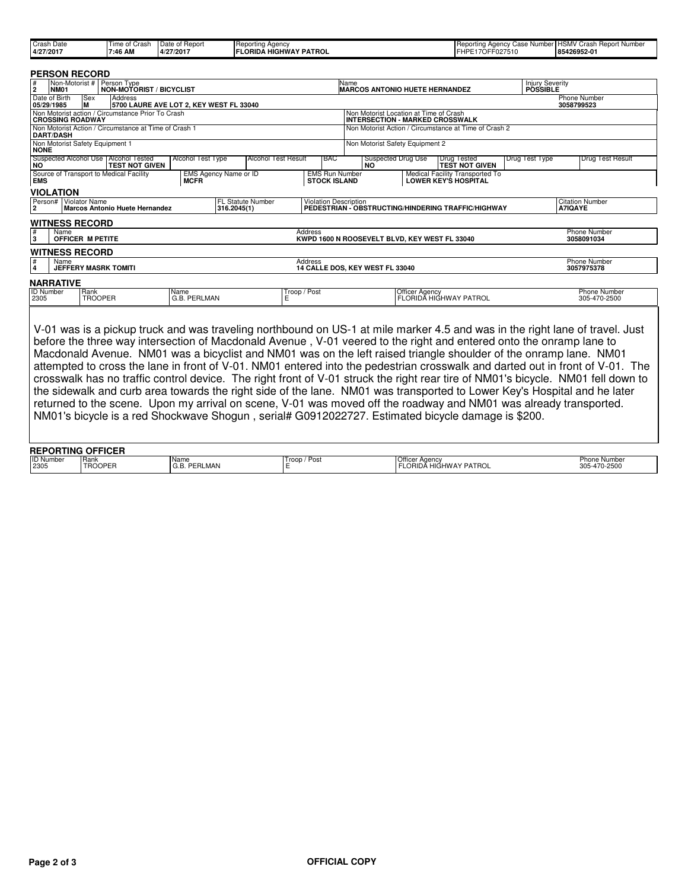| Crash Date | Time of Crash | Date of Report | Reporting Agency | Reporting Agency Case Number | HSMV Crash Report Number |
|---|---|---|---|---|---|
| 4/27/2017 | 7:46 AM | 4/27/2017 | FLORIDA HIGHWAY PATROL | FHPE17OFF027510 | 85426952-01 |

## PERSON RECORD

| # | Non-Motorist # | Person Type | Name | Injury Severity |
|---|---|---|---|---|
| 2 | NM01 | NON-MOTORIST / BICYCLIST | MARCOS ANTONIO HUETE HERNANDEZ | POSSIBLE |

| Date of Birth | Sex | Address | Phone Number |
|---|---|---|---|
| 05/29/1985 | M | 5700 LAURE AVE LOT 2, KEY WEST FL 33040 | 3058799523 |

| Non Motorist action / Circumstance Prior To Crash | Non Motorist Location at Time of Crash |
|---|---|
| CROSSING ROADWAY | INTERSECTION - MARKED CROSSWALK |

| Non Motorist Action / Circumstance at Time of Crash 1 | Non Motorist Action / Circumstance at Time of Crash 2 |
|---|---|
| DART/DASH | |

| Non Motorist Safety Equipment 1 | Non Motorist Safety Equipment 2 |
|---|---|
| NONE | |

| Suspected Alcohol Use | Alcohol Tested | Alcohol Test Type | Alcohol Test Result | BAC | Suspected Drug Use | Drug Tested | Drug Test Type | Drug Test Result |
|---|---|---|---|---|---|---|---|---|
| NO | TEST NOT GIVEN | | | | NO | TEST NOT GIVEN | | |

| Source of Transport to Medical Facility | EMS Agency Name or ID | EMS Run Number | Medical Facility Transported To |
|---|---|---|---|
| EMS | MCFR | STOCK ISLAND | LOWER KEY'S HOSPITAL |

## VIOLATION

| Person# | Violator Name | FL Statute Number | Violation Description | Citation Number |
|---|---|---|---|---|
| 2 | Marcos Antonio Huete Hernandez | 316.2045(1) | PEDESTRIAN - OBSTRUCTING/HINDERING TRAFFIC/HIGHWAY | A7IQAYE |

## WITNESS RECORD

| # | Name | Address | Phone Number |
|---|---|---|---|
| 3 | OFFICER M PETITE | KWPD 1600 N ROOSEVELT BLVD, KEY WEST FL 33040 | 3058091034 |

## WITNESS RECORD

| # | Name | Address | Phone Number |
|---|---|---|---|
| 4 | JEFFERY MASRK TOMITI | 14 CALLE DOS, KEY WEST FL 33040 | 3057975378 |

## NARRATIVE

| ID Number | Rank | Name | Troop / Post | Officer Agency | Phone Number |
|---|---|---|---|---|---|
| 2305 | TROOPER | G.B. PERLMAN | E | FLORIDA HIGHWAY PATROL | 305-470-2500 |

V-01 was is a pickup truck and was traveling northbound on US-1 at mile marker 4.5 and was in the right lane of travel. Just before the three way intersection of Macdonald Avenue , V-01 veered to the right and entered onto the onramp lane to Macdonald Avenue. NM01 was a bicyclist and NM01 was on the left raised triangle shoulder of the onramp lane. NM01 attempted to cross the lane in front of V-01. NM01 entered into the pedestrian crosswalk and darted out in front of V-01. The crosswalk has no traffic control device. The right front of V-01 struck the right rear tire of NM01's bicycle. NM01 fell down to the sidewalk and curb area towards the right side of the lane. NM01 was transported to Lower Key's Hospital and he later returned to the scene. Upon my arrival on scene, V-01 was moved off the roadway and NM01 was already transported. NM01's bicycle is a red Shockwave Shogun , serial# G0912022727. Estimated bicycle damage is $200.

## REPORTING OFFICER

| ID Number | Rank | Name | Troop / Post | Officer Agency | Phone Number |
|---|---|---|---|---|---|
| 2305 | TROOPER | G.B. PERLMAN | E | FLORIDA HIGHWAY PATROL | 305-470-2500 |

OFFICIAL COPY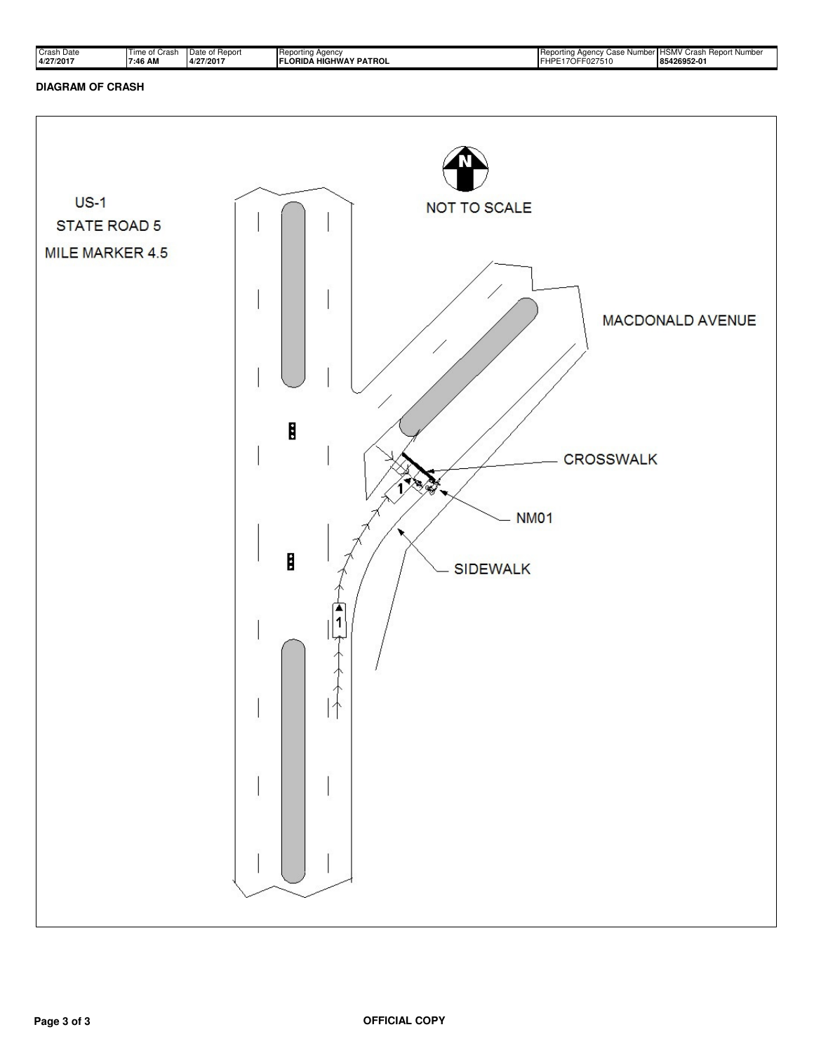| Crash Date | Time of Crash | Date of Report | Reporting Agency | Reporting Agency Case Number | HSMV Crash Report Number |
|---|---|---|---|---|---|
| 4/27/2017 | 7:46 AM | 4/27/2017 | FLORIDA HIGHWAY PATROL | FHPE17OFF027510 | 85426952-01 |

**DIAGRAM OF CRASH**

US-1

STATE ROAD 5

MILE MARKER 4.5

N

NOT TO SCALE

MACDONALD AVENUE

CROSSWALK

NM01

SIDEWALK

1

1

**OFFICIAL COPY**